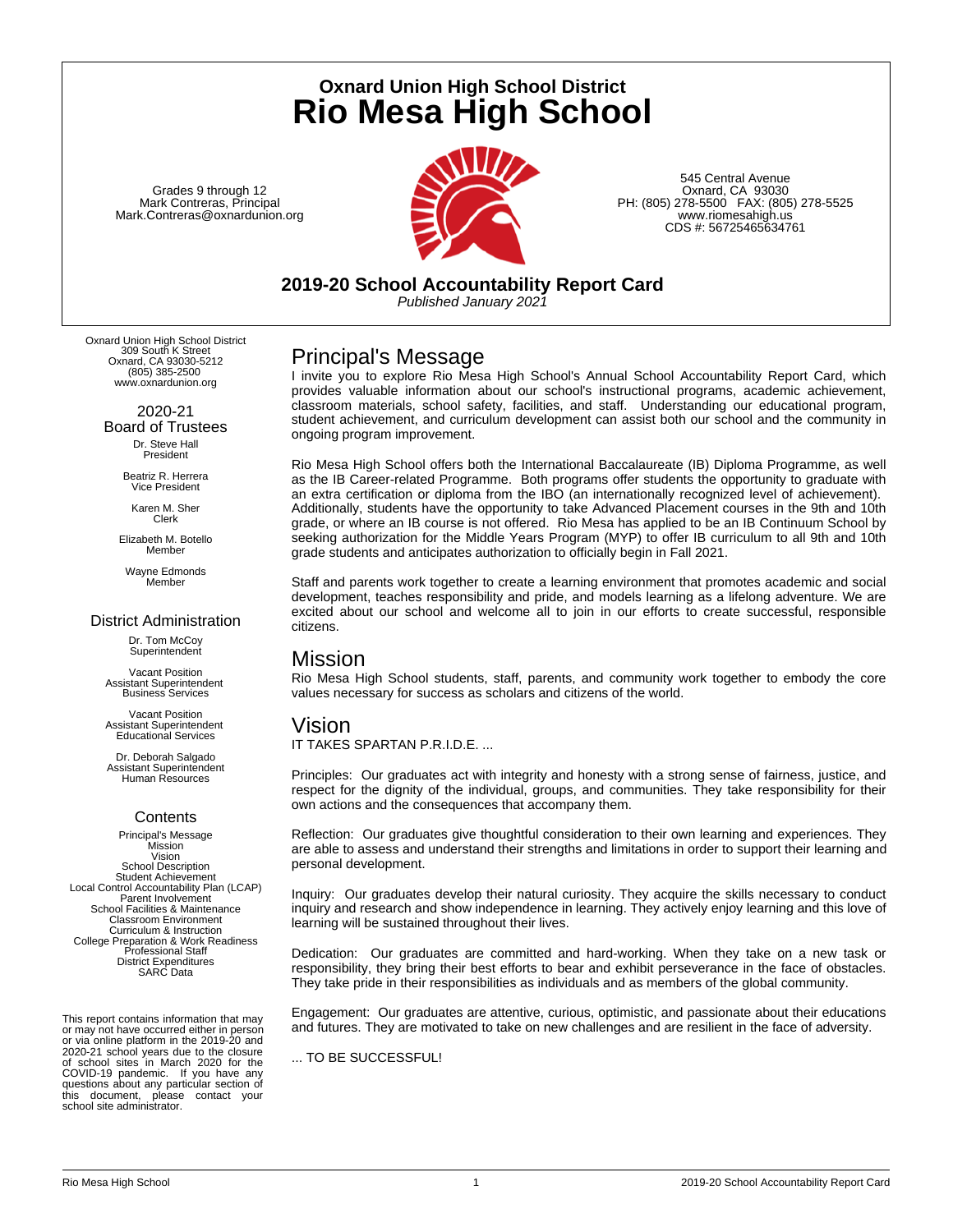# Oxnard Union High School District
# Rio Mesa High School

Grades 9 through 12
Mark Contreras, Principal
Mark.Contreras@oxnardunion.org

545 Central Avenue
Oxnard, CA 93030
PH: (805) 278-5500 FAX: (805) 278-5525
www.riomesahigh.us
CDS #: 56725465634761

## 2019-20 School Accountability Report Card

*Published January 2021*

Oxnard Union High School District
309 South K Street
Oxnard, CA 93030-5212
(805) 385-2500
www.oxnardunion.org

### 2020-21 Board of Trustees

Dr. Steve Hall
President

Beatriz R. Herrera
Vice President

Karen M. Sher
Clerk

Elizabeth M. Botello
Member

Wayne Edmonds
Member

### District Administration

Dr. Tom McCoy
Superintendent

Vacant Position
Assistant Superintendent
Business Services

Vacant Position
Assistant Superintendent
Educational Services

Dr. Deborah Salgado
Assistant Superintendent
Human Resources

### Contents

Principal's Message
Mission
Vision
School Description
Student Achievement
Local Control Accountability Plan (LCAP)
Parent Involvement
School Facilities & Maintenance
Classroom Environment
Curriculum & Instruction
College Preparation & Work Readiness
Professional Staff
District Expenditures
SARC Data

This report contains information that may or may not have occurred either in person or via online platform in the 2019-20 and 2020-21 school years due to the closure of school sites in March 2020 for the COVID-19 pandemic. If you have any questions about any particular section of this document, please contact your school site administrator.

## Principal's Message

I invite you to explore Rio Mesa High School's Annual School Accountability Report Card, which provides valuable information about our school's instructional programs, academic achievement, classroom materials, school safety, facilities, and staff. Understanding our educational program, student achievement, and curriculum development can assist both our school and the community in ongoing program improvement.

Rio Mesa High School offers both the International Baccalaureate (IB) Diploma Programme, as well as the IB Career-related Programme. Both programs offer students the opportunity to graduate with an extra certification or diploma from the IBO (an internationally recognized level of achievement). Additionally, students have the opportunity to take Advanced Placement courses in the 9th and 10th grade, or where an IB course is not offered. Rio Mesa has applied to be an IB Continuum School by seeking authorization for the Middle Years Program (MYP) to offer IB curriculum to all 9th and 10th grade students and anticipates authorization to officially begin in Fall 2021.

Staff and parents work together to create a learning environment that promotes academic and social development, teaches responsibility and pride, and models learning as a lifelong adventure. We are excited about our school and welcome all to join in our efforts to create successful, responsible citizens.

## Mission

Rio Mesa High School students, staff, parents, and community work together to embody the core values necessary for success as scholars and citizens of the world.

## Vision

IT TAKES SPARTAN P.R.I.D.E. ...

Principles: Our graduates act with integrity and honesty with a strong sense of fairness, justice, and respect for the dignity of the individual, groups, and communities. They take responsibility for their own actions and the consequences that accompany them.

Reflection: Our graduates give thoughtful consideration to their own learning and experiences. They are able to assess and understand their strengths and limitations in order to support their learning and personal development.

Inquiry: Our graduates develop their natural curiosity. They acquire the skills necessary to conduct inquiry and research and show independence in learning. They actively enjoy learning and this love of learning will be sustained throughout their lives.

Dedication: Our graduates are committed and hard-working. When they take on a new task or responsibility, they bring their best efforts to bear and exhibit perseverance in the face of obstacles. They take pride in their responsibilities as individuals and as members of the global community.

Engagement: Our graduates are attentive, curious, optimistic, and passionate about their educations and futures. They are motivated to take on new challenges and are resilient in the face of adversity.

... TO BE SUCCESSFUL!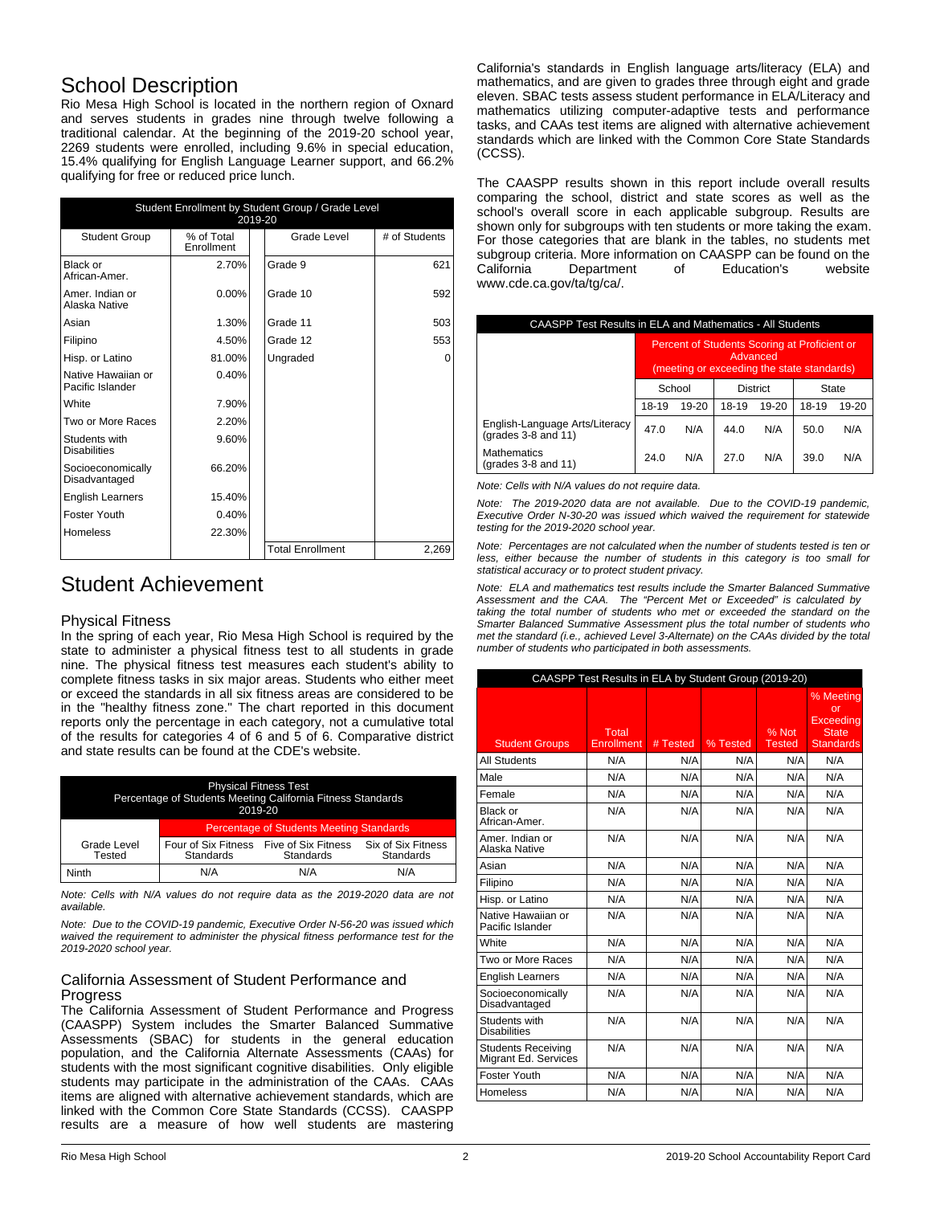# School Description

Rio Mesa High School is located in the northern region of Oxnard and serves students in grades nine through twelve following a traditional calendar. At the beginning of the 2019-20 school year, 2269 students were enrolled, including 9.6% in special education, 15.4% qualifying for English Language Learner support, and 66.2% qualifying for free or reduced price lunch.

| Student Enrollment by Student Group / Grade Level 2019-20 | | | |
|---|---|---|---|
| Student Group | % of Total Enrollment | Grade Level | # of Students |
| Black or African-Amer. | 2.70% | Grade 9 | 621 |
| Amer. Indian or Alaska Native | 0.00% | Grade 10 | 592 |
| Asian | 1.30% | Grade 11 | 503 |
| Filipino | 4.50% | Grade 12 | 553 |
| Hisp. or Latino | 81.00% | Ungraded | 0 |
| Native Hawaiian or Pacific Islander | 0.40% | | |
| White | 7.90% | | |
| Two or More Races | 2.20% | | |
| Students with Disabilities | 9.60% | | |
| Socioeconomically Disadvantaged | 66.20% | | |
| English Learners | 15.40% | | |
| Foster Youth | 0.40% | | |
| Homeless | 22.30% | | |
| | | Total Enrollment | 2,269 |

# Student Achievement

## Physical Fitness

In the spring of each year, Rio Mesa High School is required by the state to administer a physical fitness test to all students in grade nine. The physical fitness test measures each student's ability to complete fitness tasks in six major areas. Students who either meet or exceed the standards in all six fitness areas are considered to be in the "healthy fitness zone." The chart reported in this document reports only the percentage in each category, not a cumulative total of the results for categories 4 of 6 and 5 of 6. Comparative district and state results can be found at the CDE's website.

| Physical Fitness Test Percentage of Students Meeting California Fitness Standards 2019-20 | | | |
|---|---|---|---|
| | Percentage of Students Meeting Standards | | |
| Grade Level Tested | Four of Six Fitness Standards | Five of Six Fitness Standards | Six of Six Fitness Standards |
| Ninth | N/A | N/A | N/A |

*Note: Cells with N/A values do not require data as the 2019-2020 data are not available.*

*Note: Due to the COVID-19 pandemic, Executive Order N-56-20 was issued which waived the requirement to administer the physical fitness performance test for the 2019-2020 school year.*

## California Assessment of Student Performance and Progress

The California Assessment of Student Performance and Progress (CAASPP) System includes the Smarter Balanced Summative Assessments (SBAC) for students in the general education population, and the California Alternate Assessments (CAAs) for students with the most significant cognitive disabilities. Only eligible students may participate in the administration of the CAAs. CAAs items are aligned with alternative achievement standards, which are linked with the Common Core State Standards (CCSS). CAASPP results are a measure of how well students are mastering California's standards in English language arts/literacy (ELA) and mathematics, and are given to grades three through eight and grade eleven. SBAC tests assess student performance in ELA/Literacy and mathematics utilizing computer-adaptive tests and performance tasks, and CAAs test items are aligned with alternative achievement standards which are linked with the Common Core State Standards (CCSS).

The CAASPP results shown in this report include overall results comparing the school, district and state scores as well as the school's overall score in each applicable subgroup. Results are shown only for subgroups with ten students or more taking the exam. For those categories that are blank in the tables, no students met subgroup criteria. More information on CAASPP can be found on the California Department of Education's website www.cde.ca.gov/ta/tg/ca/.

| CAASPP Test Results in ELA and Mathematics - All Students | | | | | | |
|---|---|---|---|---|---|---|
| | Percent of Students Scoring at Proficient or Advanced (meeting or exceeding the state standards) | | | | | |
| | School | | District | | State | |
| | 18-19 | 19-20 | 18-19 | 19-20 | 18-19 | 19-20 |
| English-Language Arts/Literacy (grades 3-8 and 11) | 47.0 | N/A | 44.0 | N/A | 50.0 | N/A |
| Mathematics (grades 3-8 and 11) | 24.0 | N/A | 27.0 | N/A | 39.0 | N/A |

*Note: Cells with N/A values do not require data.*

*Note: The 2019-2020 data are not available. Due to the COVID-19 pandemic, Executive Order N-30-20 was issued which waived the requirement for statewide testing for the 2019-2020 school year.*

*Note: Percentages are not calculated when the number of students tested is ten or less, either because the number of students in this category is too small for statistical accuracy or to protect student privacy.*

*Note: ELA and mathematics test results include the Smarter Balanced Summative Assessment and the CAA. The "Percent Met or Exceeded" is calculated by taking the total number of students who met or exceeded the standard on the Smarter Balanced Summative Assessment plus the total number of students who met the standard (i.e., achieved Level 3-Alternate) on the CAAs divided by the total number of students who participated in both assessments.*

| Student Groups | Total Enrollment | # Tested | % Tested | % Not Tested | % Meeting or Exceeding State Standards |
|---|---|---|---|---|---|
| All Students | N/A | N/A | N/A | N/A | N/A |
| Male | N/A | N/A | N/A | N/A | N/A |
| Female | N/A | N/A | N/A | N/A | N/A |
| Black or African-Amer. | N/A | N/A | N/A | N/A | N/A |
| Amer. Indian or Alaska Native | N/A | N/A | N/A | N/A | N/A |
| Asian | N/A | N/A | N/A | N/A | N/A |
| Filipino | N/A | N/A | N/A | N/A | N/A |
| Hisp. or Latino | N/A | N/A | N/A | N/A | N/A |
| Native Hawaiian or Pacific Islander | N/A | N/A | N/A | N/A | N/A |
| White | N/A | N/A | N/A | N/A | N/A |
| Two or More Races | N/A | N/A | N/A | N/A | N/A |
| English Learners | N/A | N/A | N/A | N/A | N/A |
| Socioeconomically Disadvantaged | N/A | N/A | N/A | N/A | N/A |
| Students with Disabilities | N/A | N/A | N/A | N/A | N/A |
| Students Receiving Migrant Ed. Services | N/A | N/A | N/A | N/A | N/A |
| Foster Youth | N/A | N/A | N/A | N/A | N/A |
| Homeless | N/A | N/A | N/A | N/A | N/A |

CAASPP Test Results in ELA by Student Group (2019-20)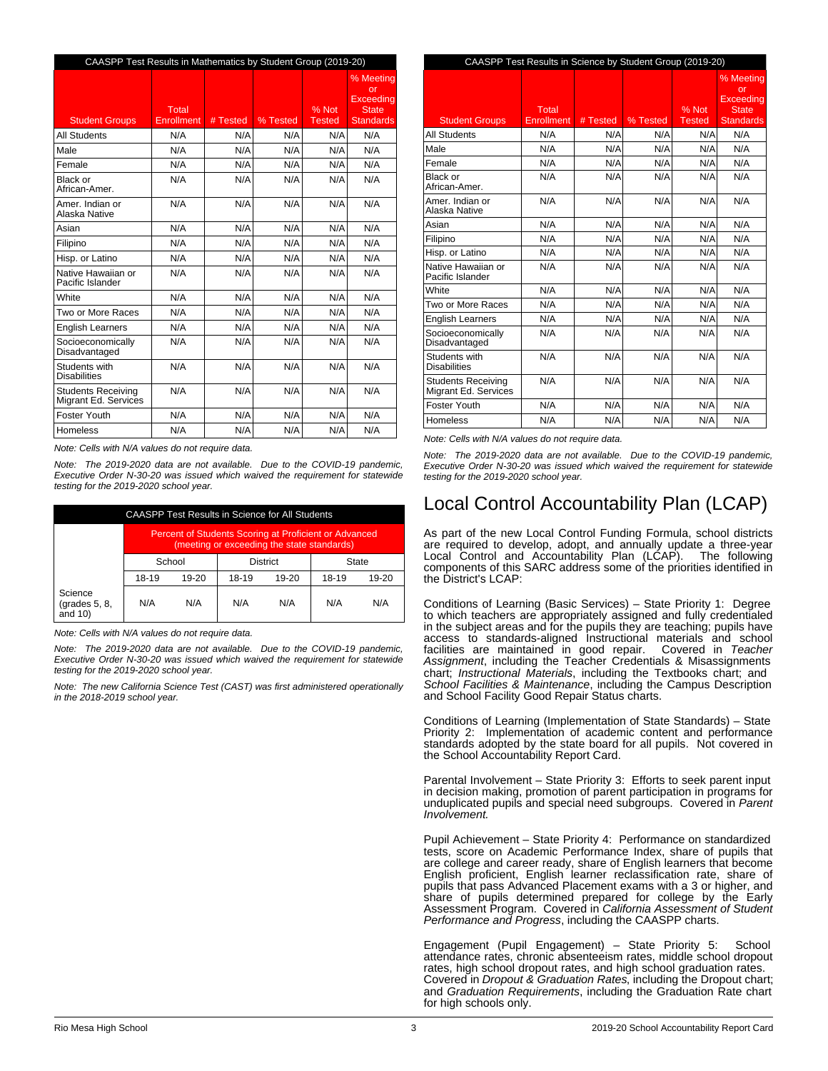| CAASPP Test Results in Mathematics by Student Group (2019-20) | | | | | |
|---|---|---|---|---|---|
| Student Groups | Total Enrollment | # Tested | % Tested | % Not Tested | % Meeting or Exceeding State Standards |
| All Students | N/A | N/A | N/A | N/A | N/A |
| Male | N/A | N/A | N/A | N/A | N/A |
| Female | N/A | N/A | N/A | N/A | N/A |
| Black or African-Amer. | N/A | N/A | N/A | N/A | N/A |
| Amer. Indian or Alaska Native | N/A | N/A | N/A | N/A | N/A |
| Asian | N/A | N/A | N/A | N/A | N/A |
| Filipino | N/A | N/A | N/A | N/A | N/A |
| Hisp. or Latino | N/A | N/A | N/A | N/A | N/A |
| Native Hawaiian or Pacific Islander | N/A | N/A | N/A | N/A | N/A |
| White | N/A | N/A | N/A | N/A | N/A |
| Two or More Races | N/A | N/A | N/A | N/A | N/A |
| English Learners | N/A | N/A | N/A | N/A | N/A |
| Socioeconomically Disadvantaged | N/A | N/A | N/A | N/A | N/A |
| Students with Disabilities | N/A | N/A | N/A | N/A | N/A |
| Students Receiving Migrant Ed. Services | N/A | N/A | N/A | N/A | N/A |
| Foster Youth | N/A | N/A | N/A | N/A | N/A |
| Homeless | N/A | N/A | N/A | N/A | N/A |

*Note: Cells with N/A values do not require data.*

*Note: The 2019-2020 data are not available. Due to the COVID-19 pandemic, Executive Order N-30-20 was issued which waived the requirement for statewide testing for the 2019-2020 school year.*

| CAASPP Test Results in Science for All Students | | | | | | |
|---|---|---|---|---|---|---|
| | Percent of Students Scoring at Proficient or Advanced (meeting or exceeding the state standards) | | | | | |
| | School | | District | | State | |
| | 18-19 | 19-20 | 18-19 | 19-20 | 18-19 | 19-20 |
| Science (grades 5, 8, and 10) | N/A | N/A | N/A | N/A | N/A | N/A |

*Note: Cells with N/A values do not require data.*

*Note: The 2019-2020 data are not available. Due to the COVID-19 pandemic, Executive Order N-30-20 was issued which waived the requirement for statewide testing for the 2019-2020 school year.*

*Note: The new California Science Test (CAST) was first administered operationally in the 2018-2019 school year.*

| CAASPP Test Results in Science by Student Group (2019-20) | | | | | |
|---|---|---|---|---|---|
| Student Groups | Total Enrollment | # Tested | % Tested | % Not Tested | % Meeting or Exceeding State Standards |
| All Students | N/A | N/A | N/A | N/A | N/A |
| Male | N/A | N/A | N/A | N/A | N/A |
| Female | N/A | N/A | N/A | N/A | N/A |
| Black or African-Amer. | N/A | N/A | N/A | N/A | N/A |
| Amer. Indian or Alaska Native | N/A | N/A | N/A | N/A | N/A |
| Asian | N/A | N/A | N/A | N/A | N/A |
| Filipino | N/A | N/A | N/A | N/A | N/A |
| Hisp. or Latino | N/A | N/A | N/A | N/A | N/A |
| Native Hawaiian or Pacific Islander | N/A | N/A | N/A | N/A | N/A |
| White | N/A | N/A | N/A | N/A | N/A |
| Two or More Races | N/A | N/A | N/A | N/A | N/A |
| English Learners | N/A | N/A | N/A | N/A | N/A |
| Socioeconomically Disadvantaged | N/A | N/A | N/A | N/A | N/A |
| Students with Disabilities | N/A | N/A | N/A | N/A | N/A |
| Students Receiving Migrant Ed. Services | N/A | N/A | N/A | N/A | N/A |
| Foster Youth | N/A | N/A | N/A | N/A | N/A |
| Homeless | N/A | N/A | N/A | N/A | N/A |

*Note: Cells with N/A values do not require data.*

*Note: The 2019-2020 data are not available. Due to the COVID-19 pandemic, Executive Order N-30-20 was issued which waived the requirement for statewide testing for the 2019-2020 school year.*

# Local Control Accountability Plan (LCAP)

As part of the new Local Control Funding Formula, school districts are required to develop, adopt, and annually update a three-year Local Control and Accountability Plan (LCAP). The following components of this SARC address some of the priorities identified in the District's LCAP:

Conditions of Learning (Basic Services) – State Priority 1: Degree to which teachers are appropriately assigned and fully credentialed in the subject areas and for the pupils they are teaching; pupils have access to standards-aligned instructional materials and school facilities are maintained in good repair. Covered in *Teacher Assignment*, including the Teacher Credentials & Misassignments chart; *Instructional Materials*, including the Textbooks chart; and *School Facilities & Maintenance*, including the Campus Description and School Facility Good Repair Status charts.

Conditions of Learning (Implementation of State Standards) – State Priority 2: Implementation of academic content and performance standards adopted by the state board for all pupils. Not covered in the School Accountability Report Card.

Parental Involvement – State Priority 3: Efforts to seek parent input in decision making, promotion of parent participation in programs for unduplicated pupils and special need subgroups. Covered in *Parent Involvement.*

Pupil Achievement – State Priority 4: Performance on standardized tests, score on Academic Performance Index, share of pupils that are college and career ready, share of English learners that become English proficient, English learner reclassification rate, share of pupils that pass Advanced Placement exams with a 3 or higher, and share of pupils determined prepared for college by the Early Assessment Program. Covered in *California Assessment of Student Performance and Progress*, including the CAASPP charts.

Engagement (Pupil Engagement) – State Priority 5: School attendance rates, chronic absenteeism rates, middle school dropout rates, high school dropout rates, and high school graduation rates. Covered in *Dropout & Graduation Rates*, including the Dropout chart; and *Graduation Requirements*, including the Graduation Rate chart for high schools only.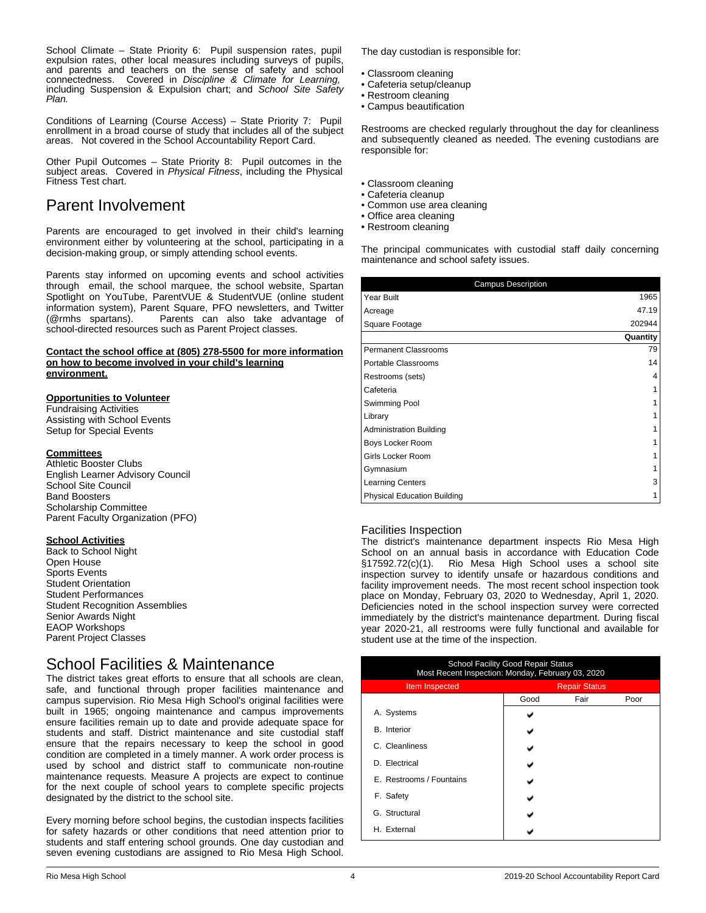School Climate – State Priority 6: Pupil suspension rates, pupil expulsion rates, other local measures including surveys of pupils, and parents and teachers on the sense of safety and school connectedness. Covered in *Discipline & Climate for Learning,* including Suspension & Expulsion chart; and *School Site Safety Plan.*

Conditions of Learning (Course Access) – State Priority 7: Pupil enrollment in a broad course of study that includes all of the subject areas. Not covered in the School Accountability Report Card.

Other Pupil Outcomes – State Priority 8: Pupil outcomes in the subject areas. Covered in *Physical Fitness*, including the Physical Fitness Test chart.

# Parent Involvement

Parents are encouraged to get involved in their child's learning environment either by volunteering at the school, participating in a decision-making group, or simply attending school events.

Parents stay informed on upcoming events and school activities through email, the school marquee, the school website, Spartan Spotlight on YouTube, ParentVUE & StudentVUE (online student information system), Parent Square, PFO newsletters, and Twitter (@rmhs spartans). Parents can also take advantage of school-directed resources such as Parent Project classes.

**Contact the school office at (805) 278-5500 for more information on how to become involved in your child's learning environment.**

**Opportunities to Volunteer**
Fundraising Activities
Assisting with School Events
Setup for Special Events

**Committees**
Athletic Booster Clubs
English Learner Advisory Council
School Site Council
Band Boosters
Scholarship Committee
Parent Faculty Organization (PFO)

**School Activities**
Back to School Night
Open House
Sports Events
Student Orientation
Student Performances
Student Recognition Assemblies
Senior Awards Night
EAOP Workshops
Parent Project Classes

# School Facilities & Maintenance

The district takes great efforts to ensure that all schools are clean, safe, and functional through proper facilities maintenance and campus supervision. Rio Mesa High School's original facilities were built in 1965; ongoing maintenance and campus improvements ensure facilities remain up to date and provide adequate space for students and staff. District maintenance and site custodial staff ensure that the repairs necessary to keep the school in good condition are completed in a timely manner. A work order process is used by school and district staff to communicate non-routine maintenance requests. Measure A projects are expect to continue for the next couple of school years to complete specific projects designated by the district to the school site.

Every morning before school begins, the custodian inspects facilities for safety hazards or other conditions that need attention prior to students and staff entering school grounds. One day custodian and seven evening custodians are assigned to Rio Mesa High School.

The day custodian is responsible for:

- Classroom cleaning
- Cafeteria setup/cleanup
- Restroom cleaning
- Campus beautification

Restrooms are checked regularly throughout the day for cleanliness and subsequently cleaned as needed. The evening custodians are responsible for:

- Classroom cleaning
- Cafeteria cleanup
- Common use area cleaning
- Office area cleaning
- Restroom cleaning

The principal communicates with custodial staff daily concerning maintenance and school safety issues.

| Campus Description | |
|---|---|
| Year Built | 1965 |
| Acreage | 47.19 |
| Square Footage | 202944 |
| | **Quantity** |
| Permanent Classrooms | 79 |
| Portable Classrooms | 14 |
| Restrooms (sets) | 4 |
| Cafeteria | 1 |
| Swimming Pool | 1 |
| Library | 1 |
| Administration Building | 1 |
| Boys Locker Room | 1 |
| Girls Locker Room | 1 |
| Gymnasium | 1 |
| Learning Centers | 3 |
| Physical Education Building | 1 |

## Facilities Inspection

The district's maintenance department inspects Rio Mesa High School on an annual basis in accordance with Education Code §17592.72(c)(1). Rio Mesa High School uses a school site inspection survey to identify unsafe or hazardous conditions and facility improvement needs. The most recent school inspection took place on Monday, February 03, 2020 to Wednesday, April 1, 2020. Deficiencies noted in the school inspection survey were corrected immediately by the district's maintenance department. During fiscal year 2020-21, all restrooms were fully functional and available for student use at the time of the inspection.

School Facility Good Repair Status
Most Recent Inspection: Monday, February 03, 2020

| Item Inspected | Repair Status | | |
|---|---|---|---|
| | Good | Fair | Poor |
| A. Systems | ✔ | | |
| B. Interior | ✔ | | |
| C. Cleanliness | ✔ | | |
| D. Electrical | ✔ | | |
| E. Restrooms / Fountains | ✔ | | |
| F. Safety | ✔ | | |
| G. Structural | ✔ | | |
| H. External | ✔ | | |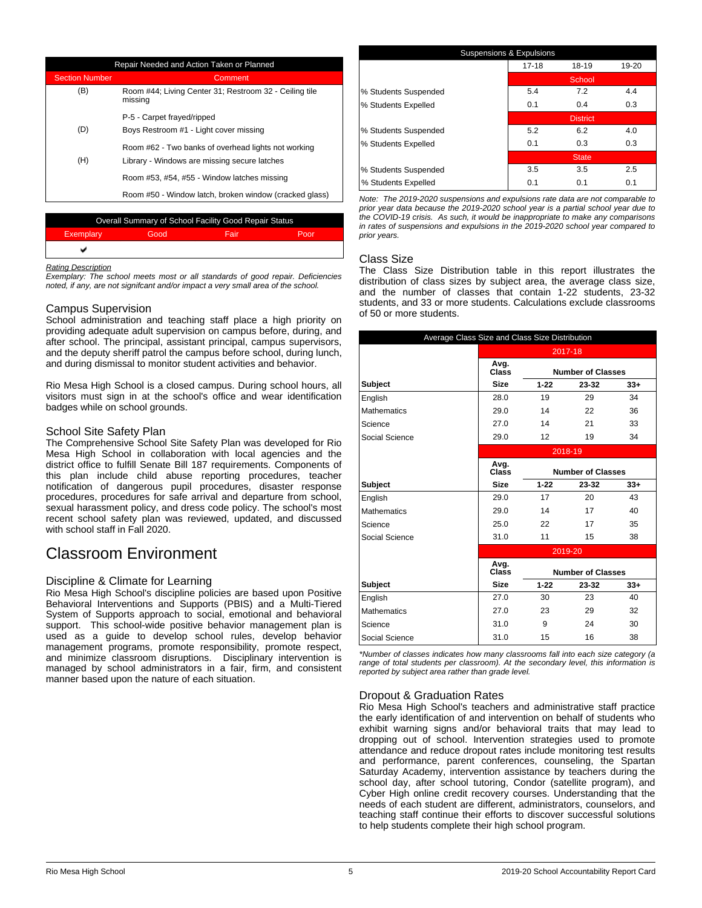| Repair Needed and Action Taken or Planned | |
|---|---|
| **Section Number** | **Comment** |
| (B) | Room #44; Living Center 31; Restroom 32 - Ceiling tile missing |
| | P-5 - Carpet frayed/ripped |
| (D) | Boys Restroom #1 - Light cover missing |
| | Room #62 - Two banks of overhead lights not working |
| (H) | Library - Windows are missing secure latches |
| | Room #53, #54, #55 - Window latches missing |
| | Room #50 - Window latch, broken window (cracked glass) |

| Overall Summary of School Facility Good Repair Status | | | |
|---|---|---|---|
| Exemplary | Good | Fair | Poor |
| ✔ | | | |

*Rating Description*
*Exemplary: The school meets most or all standards of good repair. Deficiencies noted, if any, are not signifcant and/or impact a very small area of the school.*

### Campus Supervision

School administration and teaching staff place a high priority on providing adequate adult supervision on campus before, during, and after school. The principal, assistant principal, campus supervisors, and the deputy sheriff patrol the campus before school, during lunch, and during dismissal to monitor student activities and behavior.

Rio Mesa High School is a closed campus. During school hours, all visitors must sign in at the school's office and wear identification badges while on school grounds.

### School Site Safety Plan

The Comprehensive School Site Safety Plan was developed for Rio Mesa High School in collaboration with local agencies and the district office to fulfill Senate Bill 187 requirements. Components of this plan include child abuse reporting procedures, teacher notification of dangerous pupil procedures, disaster response procedures, procedures for safe arrival and departure from school, sexual harassment policy, and dress code policy. The school's most recent school safety plan was reviewed, updated, and discussed with school staff in Fall 2020.

## Classroom Environment

### Discipline & Climate for Learning

Rio Mesa High School's discipline policies are based upon Positive Behavioral Interventions and Supports (PBIS) and a Multi-Tiered System of Supports approach to social, emotional and behavioral support. This school-wide positive behavior management plan is used as a guide to develop school rules, develop behavior management programs, promote responsibility, promote respect, and minimize classroom disruptions. Disciplinary intervention is managed by school administrators in a fair, firm, and consistent manner based upon the nature of each situation.

| Suspensions & Expulsions | | | |
|---|---|---|---|
| | 17-18 | 18-19 | 19-20 |
| | **School** | | |
| % Students Suspended | 5.4 | 7.2 | 4.4 |
| % Students Expelled | 0.1 | 0.4 | 0.3 |
| | **District** | | |
| % Students Suspended | 5.2 | 6.2 | 4.0 |
| % Students Expelled | 0.1 | 0.3 | 0.3 |
| | **State** | | |
| % Students Suspended | 3.5 | 3.5 | 2.5 |
| % Students Expelled | 0.1 | 0.1 | 0.1 |

*Note: The 2019-2020 suspensions and expulsions rate data are not comparable to prior year data because the 2019-2020 school year is a partial school year due to the COVID-19 crisis. As such, it would be inappropriate to make any comparisons in rates of suspensions and expulsions in the 2019-2020 school year compared to prior years.*

### Class Size

The Class Size Distribution table in this report illustrates the distribution of class sizes by subject area, the average class size, and the number of classes that contain 1-22 students, 23-32 students, and 33 or more students. Calculations exclude classrooms of 50 or more students.

| Average Class Size and Class Size Distribution | | | | |
|---|---|---|---|---|
| | **2017-18** | | | |
| | **Avg. Class** | **Number of Classes** | | |
| **Subject** | **Size** | **1-22** | **23-32** | **33+** |
| English | 28.0 | 19 | 29 | 34 |
| Mathematics | 29.0 | 14 | 22 | 36 |
| Science | 27.0 | 14 | 21 | 33 |
| Social Science | 29.0 | 12 | 19 | 34 |
| | **2018-19** | | | |
| | **Avg. Class** | **Number of Classes** | | |
| **Subject** | **Size** | **1-22** | **23-32** | **33+** |
| English | 29.0 | 17 | 20 | 43 |
| Mathematics | 29.0 | 14 | 17 | 40 |
| Science | 25.0 | 22 | 17 | 35 |
| Social Science | 31.0 | 11 | 15 | 38 |
| | **2019-20** | | | |
| | **Avg. Class** | **Number of Classes** | | |
| **Subject** | **Size** | **1-22** | **23-32** | **33+** |
| English | 27.0 | 30 | 23 | 40 |
| Mathematics | 27.0 | 23 | 29 | 32 |
| Science | 31.0 | 9 | 24 | 30 |
| Social Science | 31.0 | 15 | 16 | 38 |

*\*Number of classes indicates how many classrooms fall into each size category (a range of total students per classroom). At the secondary level, this information is reported by subject area rather than grade level.*

### Dropout & Graduation Rates

Rio Mesa High School's teachers and administrative staff practice the early identification of and intervention on behalf of students who exhibit warning signs and/or behavioral traits that may lead to dropping out of school. Intervention strategies used to promote attendance and reduce dropout rates include monitoring test results and performance, parent conferences, counseling, the Spartan Saturday Academy, intervention assistance by teachers during the school day, after school tutoring, Condor (satellite program), and Cyber High online credit recovery courses. Understanding that the needs of each student are different, administrators, counselors, and teaching staff continue their efforts to discover successful solutions to help students complete their high school program.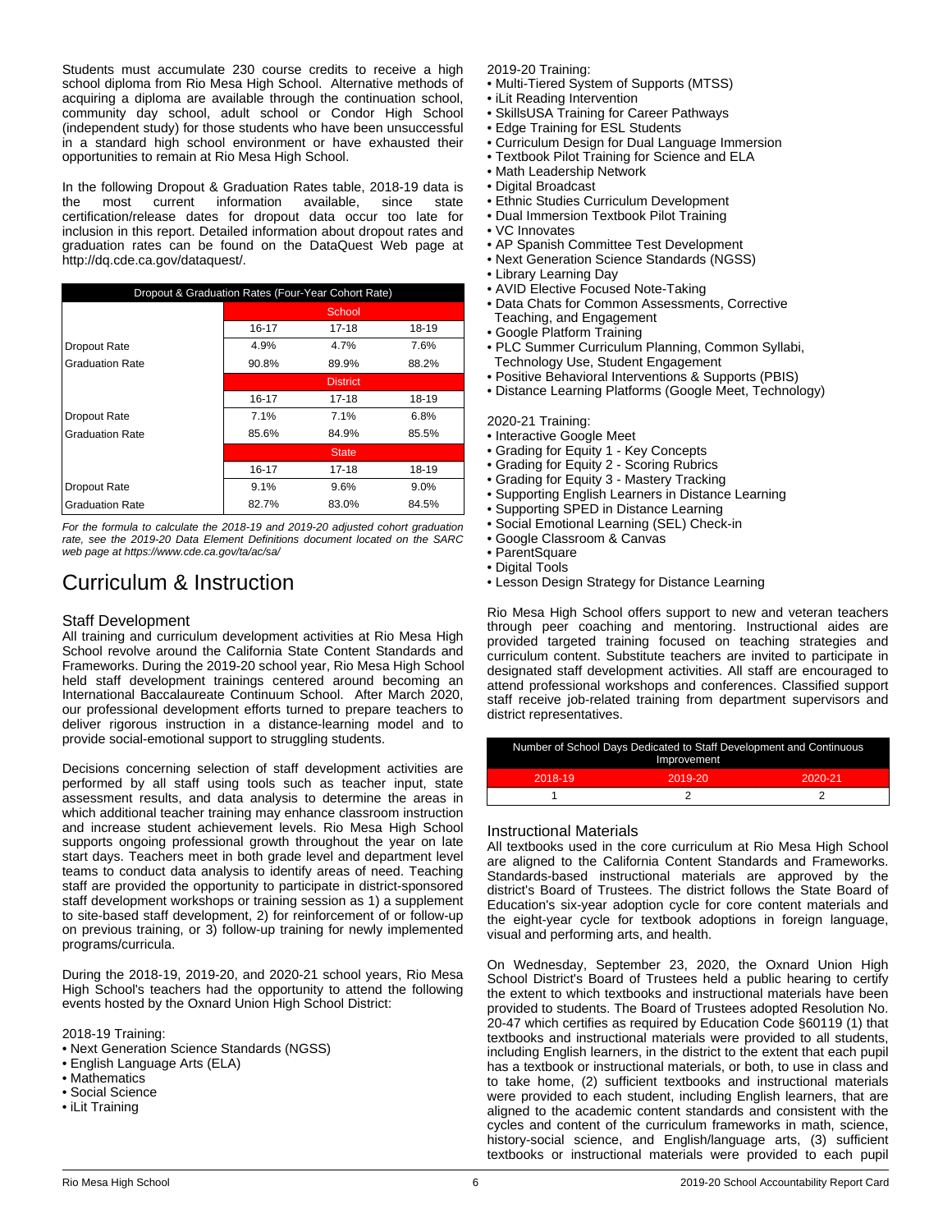Students must accumulate 230 course credits to receive a high school diploma from Rio Mesa High School. Alternative methods of acquiring a diploma are available through the continuation school, community day school, adult school or Condor High School (independent study) for those students who have been unsuccessful in a standard high school environment or have exhausted their opportunities to remain at Rio Mesa High School.

In the following Dropout & Graduation Rates table, 2018-19 data is the most current information available, since state certification/release dates for dropout data occur too late for inclusion in this report. Detailed information about dropout rates and graduation rates can be found on the DataQuest Web page at http://dq.cde.ca.gov/dataquest/.

| Dropout & Graduation Rates (Four-Year Cohort Rate) | | | |
|---|---|---|---|
| | School | | |
| | 16-17 | 17-18 | 18-19 |
| Dropout Rate | 4.9% | 4.7% | 7.6% |
| Graduation Rate | 90.8% | 89.9% | 88.2% |
| | District | | |
| | 16-17 | 17-18 | 18-19 |
| Dropout Rate | 7.1% | 7.1% | 6.8% |
| Graduation Rate | 85.6% | 84.9% | 85.5% |
| | State | | |
| | 16-17 | 17-18 | 18-19 |
| Dropout Rate | 9.1% | 9.6% | 9.0% |
| Graduation Rate | 82.7% | 83.0% | 84.5% |

*For the formula to calculate the 2018-19 and 2019-20 adjusted cohort graduation rate, see the 2019-20 Data Element Definitions document located on the SARC web page at https://www.cde.ca.gov/ta/ac/sa/*

# Curriculum & Instruction

## Staff Development

All training and curriculum development activities at Rio Mesa High School revolve around the California State Content Standards and Frameworks. During the 2019-20 school year, Rio Mesa High School held staff development trainings centered around becoming an International Baccalaureate Continuum School. After March 2020, our professional development efforts turned to prepare teachers to deliver rigorous instruction in a distance-learning model and to provide social-emotional support to struggling students.

Decisions concerning selection of staff development activities are performed by all staff using tools such as teacher input, state assessment results, and data analysis to determine the areas in which additional teacher training may enhance classroom instruction and increase student achievement levels. Rio Mesa High School supports ongoing professional growth throughout the year on late start days. Teachers meet in both grade level and department level teams to conduct data analysis to identify areas of need. Teaching staff are provided the opportunity to participate in district-sponsored staff development workshops or training session as 1) a supplement to site-based staff development, 2) for reinforcement of or follow-up on previous training, or 3) follow-up training for newly implemented programs/curricula.

During the 2018-19, 2019-20, and 2020-21 school years, Rio Mesa High School's teachers had the opportunity to attend the following events hosted by the Oxnard Union High School District:

2018-19 Training:
- Next Generation Science Standards (NGSS)
- English Language Arts (ELA)
- Mathematics
- Social Science
- iLit Training

2019-20 Training:
- Multi-Tiered System of Supports (MTSS)
- iLit Reading Intervention
- SkillsUSA Training for Career Pathways
- Edge Training for ESL Students
- Curriculum Design for Dual Language Immersion
- Textbook Pilot Training for Science and ELA
- Math Leadership Network
- Digital Broadcast
- Ethnic Studies Curriculum Development
- Dual Immersion Textbook Pilot Training
- VC Innovates
- AP Spanish Committee Test Development
- Next Generation Science Standards (NGSS)
- Library Learning Day
- AVID Elective Focused Note-Taking
- Data Chats for Common Assessments, Corrective Teaching, and Engagement
- Google Platform Training
- PLC Summer Curriculum Planning, Common Syllabi, Technology Use, Student Engagement
- Positive Behavioral Interventions & Supports (PBIS)
- Distance Learning Platforms (Google Meet, Technology)

2020-21 Training:
- Interactive Google Meet
- Grading for Equity 1 - Key Concepts
- Grading for Equity 2 - Scoring Rubrics
- Grading for Equity 3 - Mastery Tracking
- Supporting English Learners in Distance Learning
- Supporting SPED in Distance Learning
- Social Emotional Learning (SEL) Check-in
- Google Classroom & Canvas
- ParentSquare
- Digital Tools
- Lesson Design Strategy for Distance Learning

Rio Mesa High School offers support to new and veteran teachers through peer coaching and mentoring. Instructional aides are provided targeted training focused on teaching strategies and curriculum content. Substitute teachers are invited to participate in designated staff development activities. All staff are encouraged to attend professional workshops and conferences. Classified support staff receive job-related training from department supervisors and district representatives.

| Number of School Days Dedicated to Staff Development and Continuous Improvement | | |
|---|---|---|
| 2018-19 | 2019-20 | 2020-21 |
| 1 | 2 | 2 |

## Instructional Materials

All textbooks used in the core curriculum at Rio Mesa High School are aligned to the California Content Standards and Frameworks. Standards-based instructional materials are approved by the district's Board of Trustees. The district follows the State Board of Education's six-year adoption cycle for core content materials and the eight-year cycle for textbook adoptions in foreign language, visual and performing arts, and health.

On Wednesday, September 23, 2020, the Oxnard Union High School District's Board of Trustees held a public hearing to certify the extent to which textbooks and instructional materials have been provided to students. The Board of Trustees adopted Resolution No. 20-47 which certifies as required by Education Code §60119 (1) that textbooks and instructional materials were provided to all students, including English learners, in the district to the extent that each pupil has a textbook or instructional materials, or both, to use in class and to take home, (2) sufficient textbooks and instructional materials were provided to each student, including English learners, that are aligned to the academic content standards and consistent with the cycles and content of the curriculum frameworks in math, science, history-social science, and English/language arts, (3) sufficient textbooks or instructional materials were provided to each pupil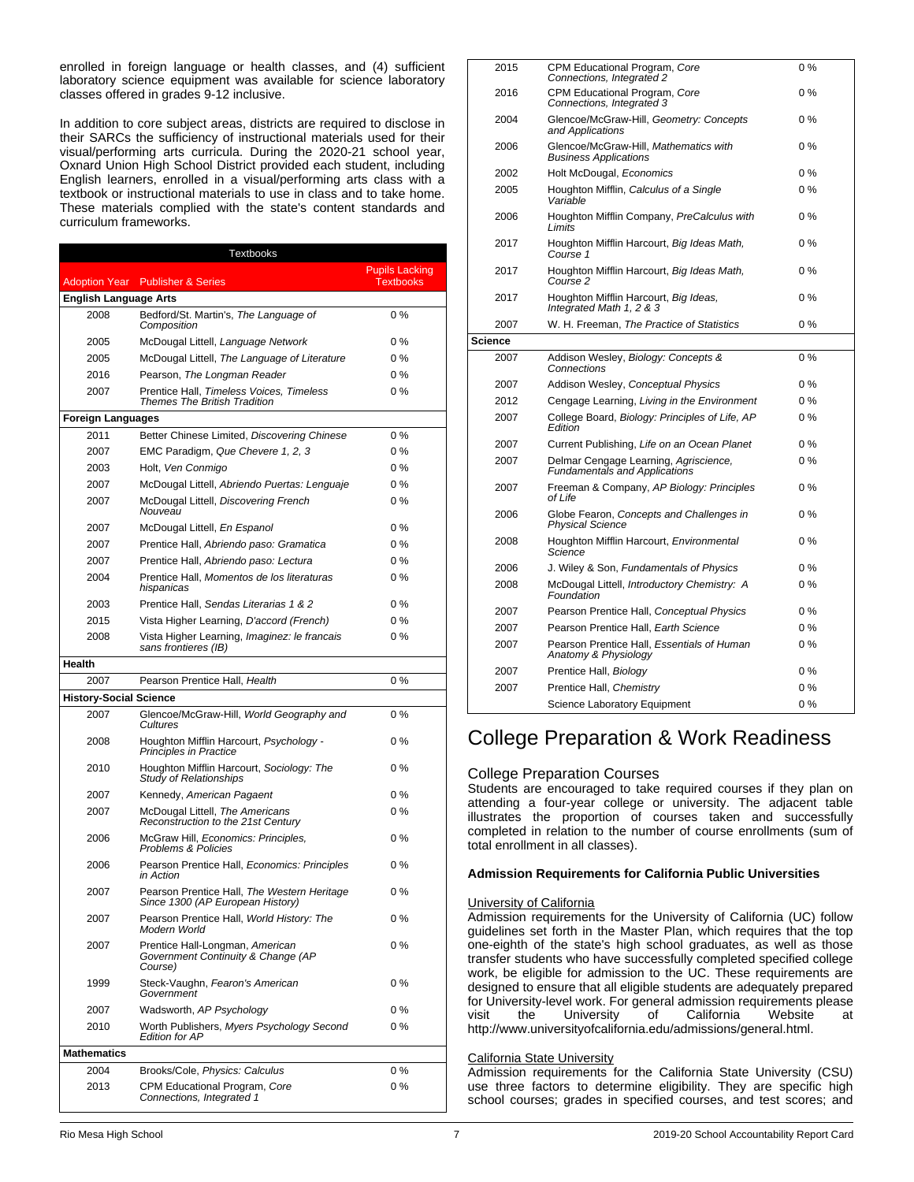enrolled in foreign language or health classes, and (4) sufficient laboratory science equipment was available for science laboratory classes offered in grades 9-12 inclusive.

In addition to core subject areas, districts are required to disclose in their SARCs the sufficiency of instructional materials used for their visual/performing arts curricula. During the 2020-21 school year, Oxnard Union High School District provided each student, including English learners, enrolled in a visual/performing arts class with a textbook or instructional materials to use in class and to take home. These materials complied with the state's content standards and curriculum frameworks.

| Textbooks | | |
|---|---|---|
| Adoption Year | Publisher & Series | Pupils Lacking Textbooks |
| **English Language Arts** | | |
| 2008 | Bedford/St. Martin's, *The Language of Composition* | 0 % |
| 2005 | McDougal Littell, *Language Network* | 0 % |
| 2005 | McDougal Littell, *The Language of Literature* | 0 % |
| 2016 | Pearson, *The Longman Reader* | 0 % |
| 2007 | Prentice Hall, *Timeless Voices, Timeless Themes The British Tradition* | 0 % |
| **Foreign Languages** | | |
| 2011 | Better Chinese Limited, *Discovering Chinese* | 0 % |
| 2007 | EMC Paradigm, *Que Chevere 1, 2, 3* | 0 % |
| 2003 | Holt, *Ven Conmigo* | 0 % |
| 2007 | McDougal Littell, *Abriendo Puertas: Lenguaje* | 0 % |
| 2007 | McDougal Littell, *Discovering French Nouveau* | 0 % |
| 2007 | McDougal Littell, *En Espanol* | 0 % |
| 2007 | Prentice Hall, *Abriendo paso: Gramatica* | 0 % |
| 2007 | Prentice Hall, *Abriendo paso: Lectura* | 0 % |
| 2004 | Prentice Hall, *Momentos de los literaturas hispanicas* | 0 % |
| 2003 | Prentice Hall, *Sendas Literarias 1 & 2* | 0 % |
| 2015 | Vista Higher Learning, *D'accord (French)* | 0 % |
| 2008 | Vista Higher Learning, *Imaginez: le francais sans frontieres (IB)* | 0 % |
| **Health** | | |
| 2007 | Pearson Prentice Hall, *Health* | 0 % |
| **History-Social Science** | | |
| 2007 | Glencoe/McGraw-Hill, *World Geography and Cultures* | 0 % |
| 2008 | Houghton Mifflin Harcourt, *Psychology - Principles in Practice* | 0 % |
| 2010 | Houghton Mifflin Harcourt, *Sociology: The Study of Relationships* | 0 % |
| 2007 | Kennedy, *American Pagaent* | 0 % |
| 2007 | McDougal Littell, *The Americans Reconstruction to the 21st Century* | 0 % |
| 2006 | McGraw Hill, *Economics: Principles, Problems & Policies* | 0 % |
| 2006 | Pearson Prentice Hall, *Economics: Principles in Action* | 0 % |
| 2007 | Pearson Prentice Hall, *The Western Heritage Since 1300 (AP European History)* | 0 % |
| 2007 | Pearson Prentice Hall, *World History: The Modern World* | 0 % |
| 2007 | Prentice Hall-Longman, *American Government Continuity & Change (AP Course)* | 0 % |
| 1999 | Steck-Vaughn, *Fearon's American Government* | 0 % |
| 2007 | Wadsworth, *AP Psychology* | 0 % |
| 2010 | Worth Publishers, *Myers Psychology Second Edition for AP* | 0 % |
| **Mathematics** | | |
| 2004 | Brooks/Cole, *Physics: Calculus* | 0 % |
| 2013 | CPM Educational Program, *Core Connections, Integrated 1* | 0 % |
| 2015 | CPM Educational Program, *Core Connections, Integrated 2* | 0 % |
| 2016 | CPM Educational Program, *Core Connections, Integrated 3* | 0 % |
| 2004 | Glencoe/McGraw-Hill, *Geometry: Concepts and Applications* | 0 % |
| 2006 | Glencoe/McGraw-Hill, *Mathematics with Business Applications* | 0 % |
| 2002 | Holt McDougal, *Economics* | 0 % |
| 2005 | Houghton Mifflin, *Calculus of a Single Variable* | 0 % |
| 2006 | Houghton Mifflin Company, *PreCalculus with Limits* | 0 % |
| 2017 | Houghton Mifflin Harcourt, *Big Ideas Math, Course 1* | 0 % |
| 2017 | Houghton Mifflin Harcourt, *Big Ideas Math, Course 2* | 0 % |
| 2017 | Houghton Mifflin Harcourt, *Big Ideas, Integrated Math 1, 2 & 3* | 0 % |
| 2007 | W. H. Freeman, *The Practice of Statistics* | 0 % |
| **Science** | | |
| 2007 | Addison Wesley, *Biology: Concepts & Connections* | 0 % |
| 2007 | Addison Wesley, *Conceptual Physics* | 0 % |
| 2012 | Cengage Learning, *Living in the Environment* | 0 % |
| 2007 | College Board, *Biology: Principles of Life, AP Edition* | 0 % |
| 2007 | Current Publishing, *Life on an Ocean Planet* | 0 % |
| 2007 | Delmar Cengage Learning, *Agriscience, Fundamentals and Applications* | 0 % |
| 2007 | Freeman & Company, *AP Biology: Principles of Life* | 0 % |
| 2006 | Globe Fearon, *Concepts and Challenges in Physical Science* | 0 % |
| 2008 | Houghton Mifflin Harcourt, *Environmental Science* | 0 % |
| 2006 | J. Wiley & Son, *Fundamentals of Physics* | 0 % |
| 2008 | McDougal Littell, *Introductory Chemistry: A Foundation* | 0 % |
| 2007 | Pearson Prentice Hall, *Conceptual Physics* | 0 % |
| 2007 | Pearson Prentice Hall, *Earth Science* | 0 % |
| 2007 | Pearson Prentice Hall, *Essentials of Human Anatomy & Physiology* | 0 % |
| 2007 | Prentice Hall, *Biology* | 0 % |
| 2007 | Prentice Hall, *Chemistry* | 0 % |
| | Science Laboratory Equipment | 0 % |

# College Preparation & Work Readiness

## College Preparation Courses

Students are encouraged to take required courses if they plan on attending a four-year college or university. The adjacent table illustrates the proportion of courses taken and successfully completed in relation to the number of course enrollments (sum of total enrollment in all classes).

**Admission Requirements for California Public Universities**

University of California

Admission requirements for the University of California (UC) follow guidelines set forth in the Master Plan, which requires that the top one-eighth of the state's high school graduates, as well as those transfer students who have successfully completed specified college work, be eligible for admission to the UC. These requirements are designed to ensure that all eligible students are adequately prepared for University-level work. For general admission requirements please visit the University of California Website at http://www.universityofcalifornia.edu/admissions/general.html.

California State University

Admission requirements for the California State University (CSU) use three factors to determine eligibility. They are specific high school courses; grades in specified courses, and test scores; and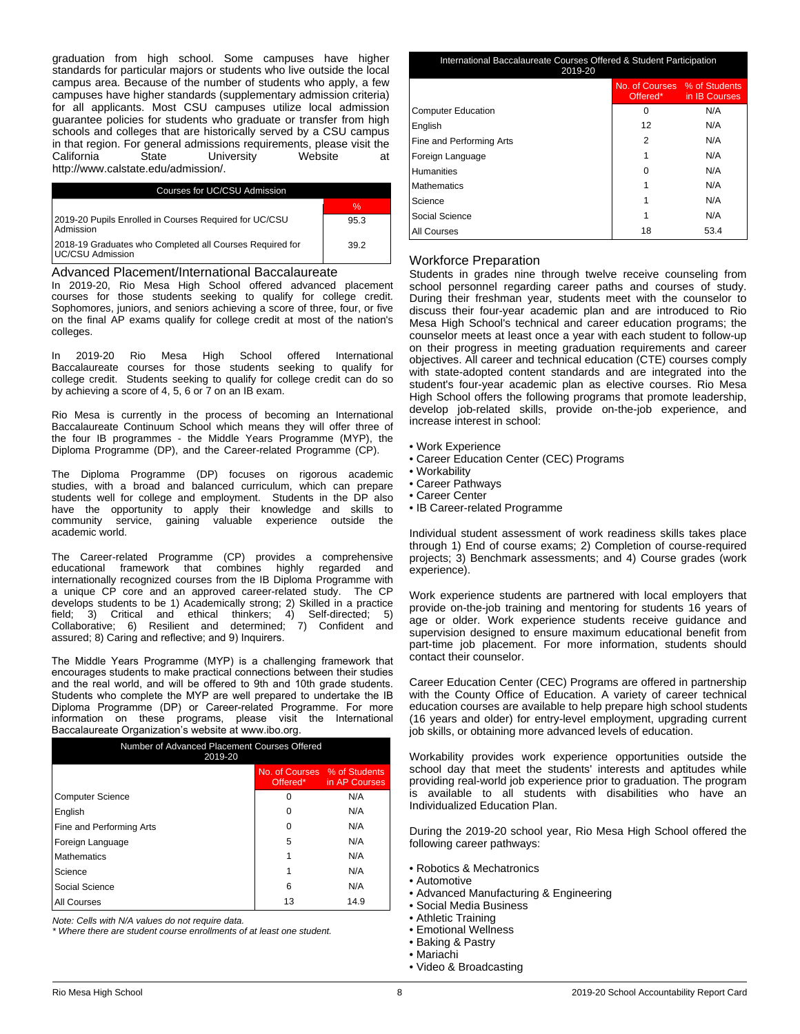graduation from high school. Some campuses have higher standards for particular majors or students who live outside the local campus area. Because of the number of students who apply, a few campuses have higher standards (supplementary admission criteria) for all applicants. Most CSU campuses utilize local admission guarantee policies for students who graduate or transfer from high schools and colleges that are historically served by a CSU campus in that region. For general admissions requirements, please visit the California State University Website at http://www.calstate.edu/admission/.

| Courses for UC/CSU Admission | |
|---|---|
| | % |
| 2019-20 Pupils Enrolled in Courses Required for UC/CSU Admission | 95.3 |
| 2018-19 Graduates who Completed all Courses Required for UC/CSU Admission | 39.2 |

## Advanced Placement/International Baccalaureate

In 2019-20, Rio Mesa High School offered advanced placement courses for those students seeking to qualify for college credit. Sophomores, juniors, and seniors achieving a score of three, four, or five on the final AP exams qualify for college credit at most of the nation's colleges.

In 2019-20 Rio Mesa High School offered International Baccalaureate courses for those students seeking to qualify for college credit. Students seeking to qualify for college credit can do so by achieving a score of 4, 5, 6 or 7 on an IB exam.

Rio Mesa is currently in the process of becoming an International Baccalaureate Continuum School which means they will offer three of the four IB programmes - the Middle Years Programme (MYP), the Diploma Programme (DP), and the Career-related Programme (CP).

The Diploma Programme (DP) focuses on rigorous academic studies, with a broad and balanced curriculum, which can prepare students well for college and employment. Students in the DP also have the opportunity to apply their knowledge and skills to community service, gaining valuable experience outside the academic world.

The Career-related Programme (CP) provides a comprehensive educational framework that combines highly regarded and internationally recognized courses from the IB Diploma Programme with a unique CP core and an approved career-related study. The CP develops students to be 1) Academically strong; 2) Skilled in a practice field; 3) Critical and ethical thinkers; 4) Self-directed; 5) Collaborative; 6) Resilient and determined; 7) Confident and assured; 8) Caring and reflective; and 9) Inquirers.

The Middle Years Programme (MYP) is a challenging framework that encourages students to make practical connections between their studies and the real world, and will be offered to 9th and 10th grade students. Students who complete the MYP are well prepared to undertake the IB Diploma Programme (DP) or Career-related Programme. For more information on these programs, please visit the International Baccalaureate Organization's website at www.ibo.org.

| Number of Advanced Placement Courses Offered 2019-20 | | |
|---|---|---|
| | No. of Courses Offered* | % of Students in AP Courses |
| Computer Science | 0 | N/A |
| English | 0 | N/A |
| Fine and Performing Arts | 0 | N/A |
| Foreign Language | 5 | N/A |
| Mathematics | 1 | N/A |
| Science | 1 | N/A |
| Social Science | 6 | N/A |
| All Courses | 13 | 14.9 |

*Note: Cells with N/A values do not require data.*

*\* Where there are student course enrollments of at least one student.*

| International Baccalaureate Courses Offered & Student Participation 2019-20 | | |
|---|---|---|
| | No. of Courses Offered* | % of Students in IB Courses |
| Computer Education | 0 | N/A |
| English | 12 | N/A |
| Fine and Performing Arts | 2 | N/A |
| Foreign Language | 1 | N/A |
| Humanities | 0 | N/A |
| Mathematics | 1 | N/A |
| Science | 1 | N/A |
| Social Science | 1 | N/A |
| All Courses | 18 | 53.4 |

## Workforce Preparation

Students in grades nine through twelve receive counseling from school personnel regarding career paths and courses of study. During their freshman year, students meet with the counselor to discuss their four-year academic plan and are introduced to Rio Mesa High School's technical and career education programs; the counselor meets at least once a year with each student to follow-up on their progress in meeting graduation requirements and career objectives. All career and technical education (CTE) courses comply with state-adopted content standards and are integrated into the student's four-year academic plan as elective courses. Rio Mesa High School offers the following programs that promote leadership, develop job-related skills, provide on-the-job experience, and increase interest in school:

- Work Experience
- Career Education Center (CEC) Programs
- Workability
- Career Pathways
- Career Center
- IB Career-related Programme

Individual student assessment of work readiness skills takes place through 1) End of course exams; 2) Completion of course-required projects; 3) Benchmark assessments; and 4) Course grades (work experience).

Work experience students are partnered with local employers that provide on-the-job training and mentoring for students 16 years of age or older. Work experience students receive guidance and supervision designed to ensure maximum educational benefit from part-time job placement. For more information, students should contact their counselor.

Career Education Center (CEC) Programs are offered in partnership with the County Office of Education. A variety of career technical education courses are available to help prepare high school students (16 years and older) for entry-level employment, upgrading current job skills, or obtaining more advanced levels of education.

Workability provides work experience opportunities outside the school day that meet the students' interests and aptitudes while providing real-world job experience prior to graduation. The program is available to all students with disabilities who have an Individualized Education Plan.

During the 2019-20 school year, Rio Mesa High School offered the following career pathways:

- Robotics & Mechatronics
- Automotive
- Advanced Manufacturing & Engineering
- Social Media Business
- Athletic Training
- Emotional Wellness
- Baking & Pastry
- Mariachi
- Video & Broadcasting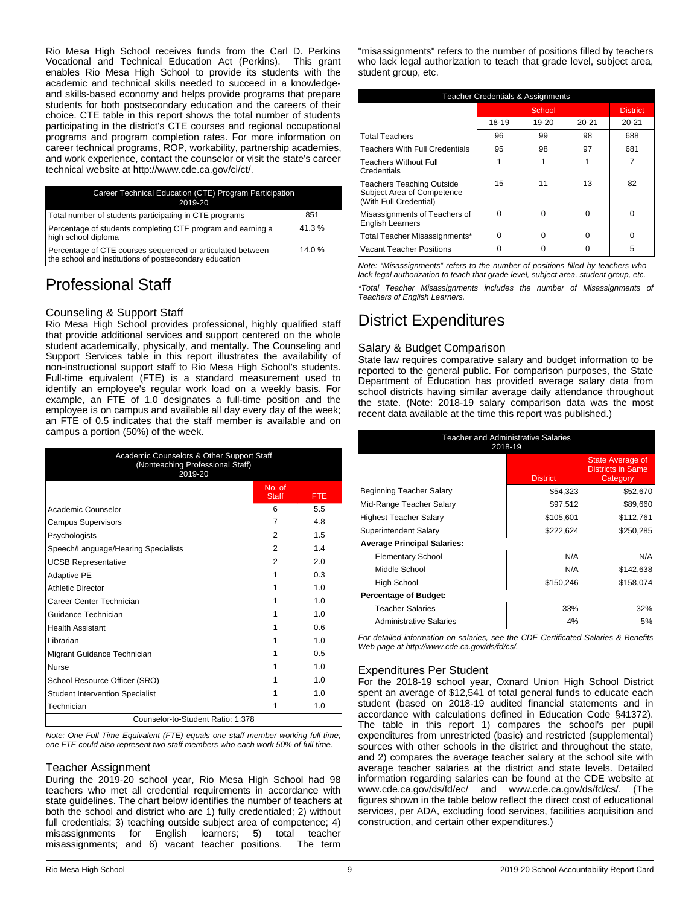Rio Mesa High School receives funds from the Carl D. Perkins Vocational and Technical Education Act (Perkins). This grant enables Rio Mesa High School to provide its students with the academic and technical skills needed to succeed in a knowledge- and skills-based economy and helps provide programs that prepare students for both postsecondary education and the careers of their choice. CTE table in this report shows the total number of students participating in the district's CTE courses and regional occupational programs and program completion rates. For more information on career technical programs, ROP, workability, partnership academies, and work experience, contact the counselor or visit the state's career technical website at http://www.cde.ca.gov/ci/ct/.

| Career Technical Education (CTE) Program Participation 2019-20 | |
|---|---|
| Total number of students participating in CTE programs | 851 |
| Percentage of students completing CTE program and earning a high school diploma | 41.3 % |
| Percentage of CTE courses sequenced or articulated between the school and institutions of postsecondary education | 14.0 % |

# Professional Staff

## Counseling & Support Staff

Rio Mesa High School provides professional, highly qualified staff that provide additional services and support centered on the whole student academically, physically, and mentally. The Counseling and Support Services table in this report illustrates the availability of non-instructional support staff to Rio Mesa High School's students. Full-time equivalent (FTE) is a standard measurement used to identify an employee's regular work load on a weekly basis. For example, an FTE of 1.0 designates a full-time position and the employee is on campus and available all day every day of the week; an FTE of 0.5 indicates that the staff member is available and on campus a portion (50%) of the week.

| Academic Counselors & Other Support Staff (Nonteaching Professional Staff) 2019-20 | No. of Staff | FTE |
|---|---|---|
| Academic Counselor | 6 | 5.5 |
| Campus Supervisors | 7 | 4.8 |
| Psychologists | 2 | 1.5 |
| Speech/Language/Hearing Specialists | 2 | 1.4 |
| UCSB Representative | 2 | 2.0 |
| Adaptive PE | 1 | 0.3 |
| Athletic Director | 1 | 1.0 |
| Career Center Technician | 1 | 1.0 |
| Guidance Technician | 1 | 1.0 |
| Health Assistant | 1 | 0.6 |
| Librarian | 1 | 1.0 |
| Migrant Guidance Technician | 1 | 0.5 |
| Nurse | 1 | 1.0 |
| School Resource Officer (SRO) | 1 | 1.0 |
| Student Intervention Specialist | 1 | 1.0 |
| Technician | 1 | 1.0 |
| Counselor-to-Student Ratio: 1:378 | | |

*Note: One Full Time Equivalent (FTE) equals one staff member working full time; one FTE could also represent two staff members who each work 50% of full time.*

## Teacher Assignment

During the 2019-20 school year, Rio Mesa High School had 98 teachers who met all credential requirements in accordance with state guidelines. The chart below identifies the number of teachers at both the school and district who are 1) fully credentialed; 2) without full credentials; 3) teaching outside subject area of competence; 4) misassignments for English learners; 5) total teacher misassignments; and 6) vacant teacher positions. The term "misassignments" refers to the number of positions filled by teachers who lack legal authorization to teach that grade level, subject area, student group, etc.

| Teacher Credentials & Assignments | School | | | District |
|---|---|---|---|---|
| | 18-19 | 19-20 | 20-21 | 20-21 |
| Total Teachers | 96 | 99 | 98 | 688 |
| Teachers With Full Credentials | 95 | 98 | 97 | 681 |
| Teachers Without Full Credentials | 1 | 1 | 1 | 7 |
| Teachers Teaching Outside Subject Area of Competence (With Full Credential) | 15 | 11 | 13 | 82 |
| Misassignments of Teachers of English Learners | 0 | 0 | 0 | 0 |
| Total Teacher Misassignments* | 0 | 0 | 0 | 0 |
| Vacant Teacher Positions | 0 | 0 | 0 | 5 |

*Note: "Misassignments" refers to the number of positions filled by teachers who lack legal authorization to teach that grade level, subject area, student group, etc.*

*\*Total Teacher Misassignments includes the number of Misassignments of Teachers of English Learners.*

# District Expenditures

## Salary & Budget Comparison

State law requires comparative salary and budget information to be reported to the general public. For comparison purposes, the State Department of Education has provided average salary data from school districts having similar average daily attendance throughout the state. (Note: 2018-19 salary comparison data was the most recent data available at the time this report was published.)

| Teacher and Administrative Salaries 2018-19 | District | State Average of Districts in Same Category |
|---|---|---|
| Beginning Teacher Salary | $54,323 | $52,670 |
| Mid-Range Teacher Salary | $97,512 | $89,660 |
| Highest Teacher Salary | $105,601 | $112,761 |
| Superintendent Salary | $222,624 | $250,285 |
| **Average Principal Salaries:** | | |
| Elementary School | N/A | N/A |
| Middle School | N/A | $142,638 |
| High School | $150,246 | $158,074 |
| **Percentage of Budget:** | | |
| Teacher Salaries | 33% | 32% |
| Administrative Salaries | 4% | 5% |

*For detailed information on salaries, see the CDE Certificated Salaries & Benefits Web page at http://www.cde.ca.gov/ds/fd/cs/.*

## Expenditures Per Student

For the 2018-19 school year, Oxnard Union High School District spent an average of $12,541 of total general funds to educate each student (based on 2018-19 audited financial statements and in accordance with calculations defined in Education Code §41372). The table in this report 1) compares the school's per pupil expenditures from unrestricted (basic) and restricted (supplemental) sources with other schools in the district and throughout the state, and 2) compares the average teacher salary at the school site with average teacher salaries at the district and state levels. Detailed information regarding salaries can be found at the CDE website at www.cde.ca.gov/ds/fd/ec/ and www.cde.ca.gov/ds/fd/cs/. (The figures shown in the table below reflect the direct cost of educational services, per ADA, excluding food services, facilities acquisition and construction, and certain other expenditures.)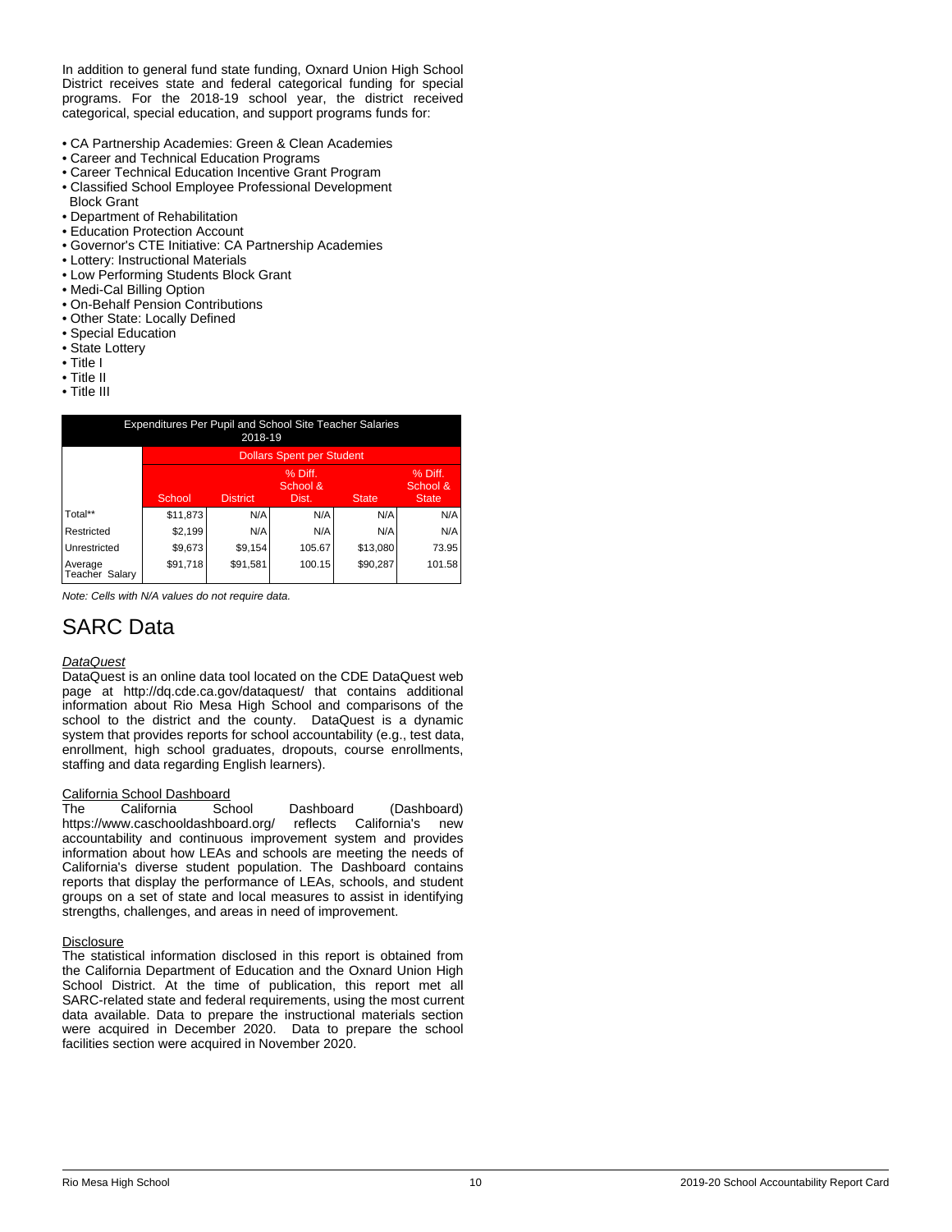In addition to general fund state funding, Oxnard Union High School District receives state and federal categorical funding for special programs. For the 2018-19 school year, the district received categorical, special education, and support programs funds for:

- CA Partnership Academies: Green & Clean Academies
- Career and Technical Education Programs
- Career Technical Education Incentive Grant Program
- Classified School Employee Professional Development Block Grant
- Department of Rehabilitation
- Education Protection Account
- Governor's CTE Initiative: CA Partnership Academies
- Lottery: Instructional Materials
- Low Performing Students Block Grant
- Medi-Cal Billing Option
- On-Behalf Pension Contributions
- Other State: Locally Defined
- Special Education
- State Lottery
- Title I
- Title II
- Title III

**Expenditures Per Pupil and School Site Teacher Salaries 2018-19**

| | Dollars Spent per Student | | | | |
|---|---|---|---|---|---|
| | School | District | % Diff. School & Dist. | State | % Diff. School & State |
| Total** | $11,873 | N/A | N/A | N/A | N/A |
| Restricted | $2,199 | N/A | N/A | N/A | N/A |
| Unrestricted | $9,673 | $9,154 | 105.67 | $13,080 | 73.95 |
| Average Teacher Salary | $91,718 | $91,581 | 100.15 | $90,287 | 101.58 |

*Note: Cells with N/A values do not require data.*

# SARC Data

*DataQuest*

DataQuest is an online data tool located on the CDE DataQuest web page at http://dq.cde.ca.gov/dataquest/ that contains additional information about Rio Mesa High School and comparisons of the school to the district and the county. DataQuest is a dynamic system that provides reports for school accountability (e.g., test data, enrollment, high school graduates, dropouts, course enrollments, staffing and data regarding English learners).

California School Dashboard

The California School Dashboard (Dashboard) https://www.caschooldashboard.org/ reflects California's new accountability and continuous improvement system and provides information about how LEAs and schools are meeting the needs of California's diverse student population. The Dashboard contains reports that display the performance of LEAs, schools, and student groups on a set of state and local measures to assist in identifying strengths, challenges, and areas in need of improvement.

Disclosure

The statistical information disclosed in this report is obtained from the California Department of Education and the Oxnard Union High School District. At the time of publication, this report met all SARC-related state and federal requirements, using the most current data available. Data to prepare the instructional materials section were acquired in December 2020. Data to prepare the school facilities section were acquired in November 2020.